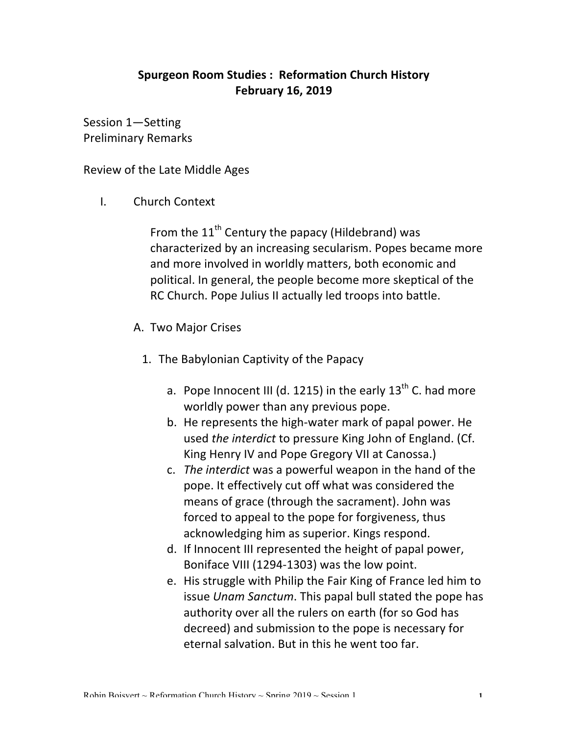# Spurgeon Room Studies : Reformation Church History
## February 16, 2019

Session 1—Setting
Preliminary Remarks

Review of the Late Middle Ages

I. Church Context

From the 11th Century the papacy (Hildebrand) was characterized by an increasing secularism. Popes became more and more involved in worldly matters, both economic and political. In general, the people become more skeptical of the RC Church. Pope Julius II actually led troops into battle.

A. Two Major Crises

1. The Babylonian Captivity of the Papacy

   a. Pope Innocent III (d. 1215) in the early 13th C. had more worldly power than any previous pope.
   b. He represents the high-water mark of papal power. He used *the interdict* to pressure King John of England. (Cf. King Henry IV and Pope Gregory VII at Canossa.)
   c. *The interdict* was a powerful weapon in the hand of the pope. It effectively cut off what was considered the means of grace (through the sacrament). John was forced to appeal to the pope for forgiveness, thus acknowledging him as superior. Kings respond.
   d. If Innocent III represented the height of papal power, Boniface VIII (1294-1303) was the low point.
   e. His struggle with Philip the Fair King of France led him to issue *Unam Sanctum*. This papal bull stated the pope has authority over all the rulers on earth (for so God has decreed) and submission to the pope is necessary for eternal salvation. But in this he went too far.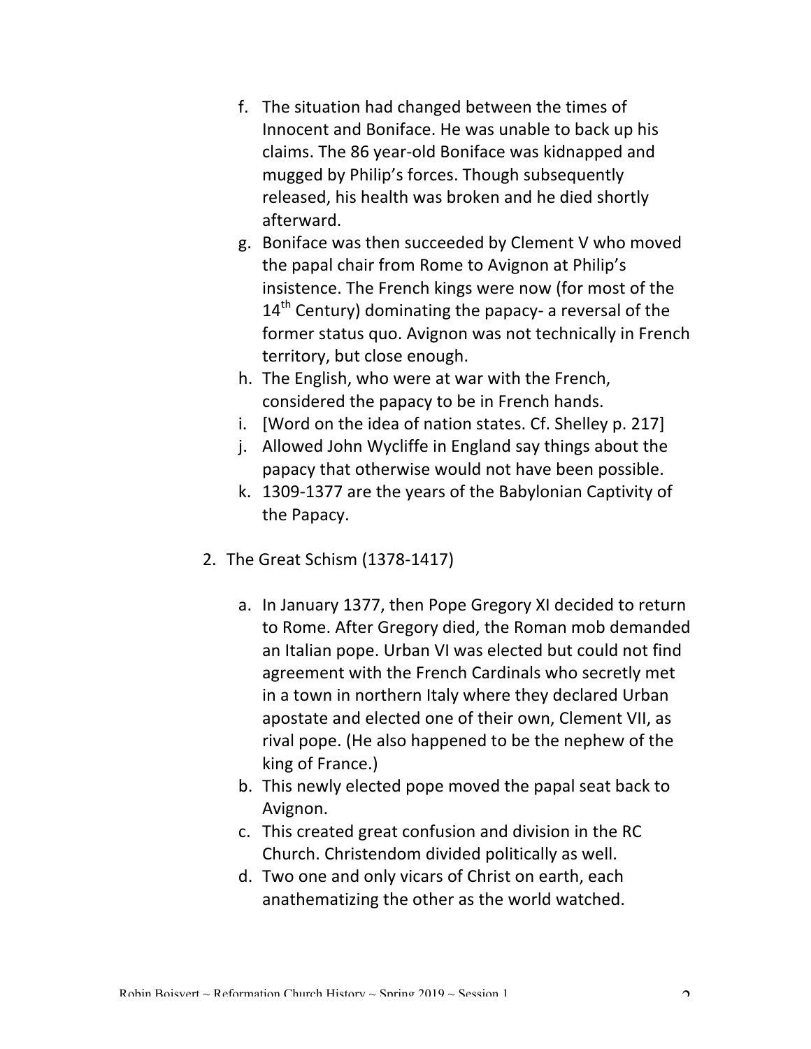f. The situation had changed between the times of Innocent and Boniface. He was unable to back up his claims. The 86 year-old Boniface was kidnapped and mugged by Philip's forces. Though subsequently released, his health was broken and he died shortly afterward.

g. Boniface was then succeeded by Clement V who moved the papal chair from Rome to Avignon at Philip's insistence. The French kings were now (for most of the 14th Century) dominating the papacy- a reversal of the former status quo. Avignon was not technically in French territory, but close enough.

h. The English, who were at war with the French, considered the papacy to be in French hands.

i. [Word on the idea of nation states. Cf. Shelley p. 217]

j. Allowed John Wycliffe in England say things about the papacy that otherwise would not have been possible.

k. 1309-1377 are the years of the Babylonian Captivity of the Papacy.

2. The Great Schism (1378-1417)

a. In January 1377, then Pope Gregory XI decided to return to Rome. After Gregory died, the Roman mob demanded an Italian pope. Urban VI was elected but could not find agreement with the French Cardinals who secretly met in a town in northern Italy where they declared Urban apostate and elected one of their own, Clement VII, as rival pope. (He also happened to be the nephew of the king of France.)

b. This newly elected pope moved the papal seat back to Avignon.

c. This created great confusion and division in the RC Church. Christendom divided politically as well.

d. Two one and only vicars of Christ on earth, each anathematizing the other as the world watched.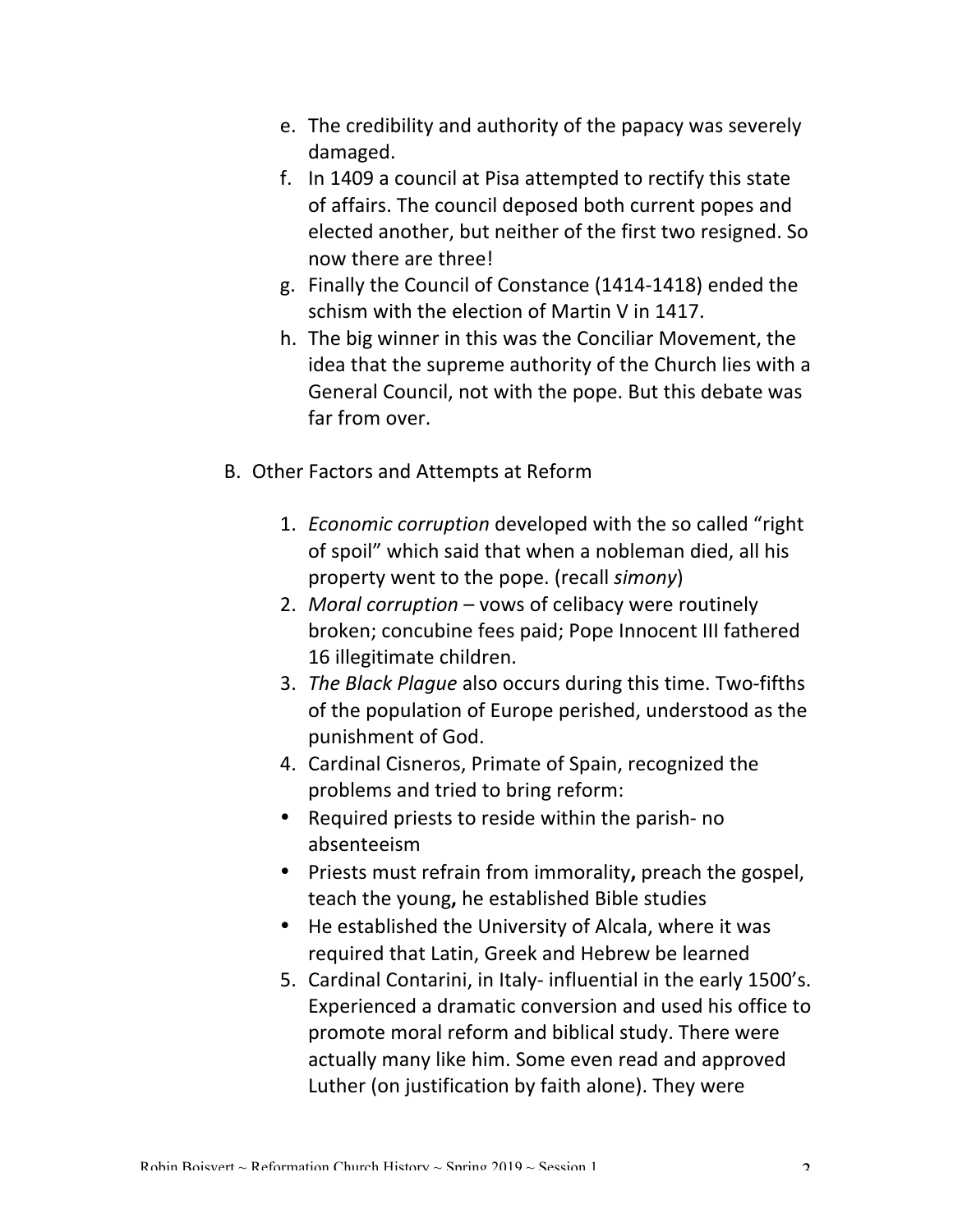e. The credibility and authority of the papacy was severely damaged.
f. In 1409 a council at Pisa attempted to rectify this state of affairs. The council deposed both current popes and elected another, but neither of the first two resigned. So now there are three!
g. Finally the Council of Constance (1414-1418) ended the schism with the election of Martin V in 1417.
h. The big winner in this was the Conciliar Movement, the idea that the supreme authority of the Church lies with a General Council, not with the pope. But this debate was far from over.

B. Other Factors and Attempts at Reform

1. *Economic corruption* developed with the so called "right of spoil" which said that when a nobleman died, all his property went to the pope. (recall *simony*)
2. *Moral corruption* – vows of celibacy were routinely broken; concubine fees paid; Pope Innocent III fathered 16 illegitimate children.
3. *The Black Plague* also occurs during this time. Two-fifths of the population of Europe perished, understood as the punishment of God.
4. Cardinal Cisneros, Primate of Spain, recognized the problems and tried to bring reform:
   - Required priests to reside within the parish- no absenteeism
   - Priests must refrain from immorality**,** preach the gospel, teach the young**,** he established Bible studies
   - He established the University of Alcala, where it was required that Latin, Greek and Hebrew be learned
5. Cardinal Contarini, in Italy- influential in the early 1500's. Experienced a dramatic conversion and used his office to promote moral reform and biblical study. There were actually many like him. Some even read and approved Luther (on justification by faith alone). They were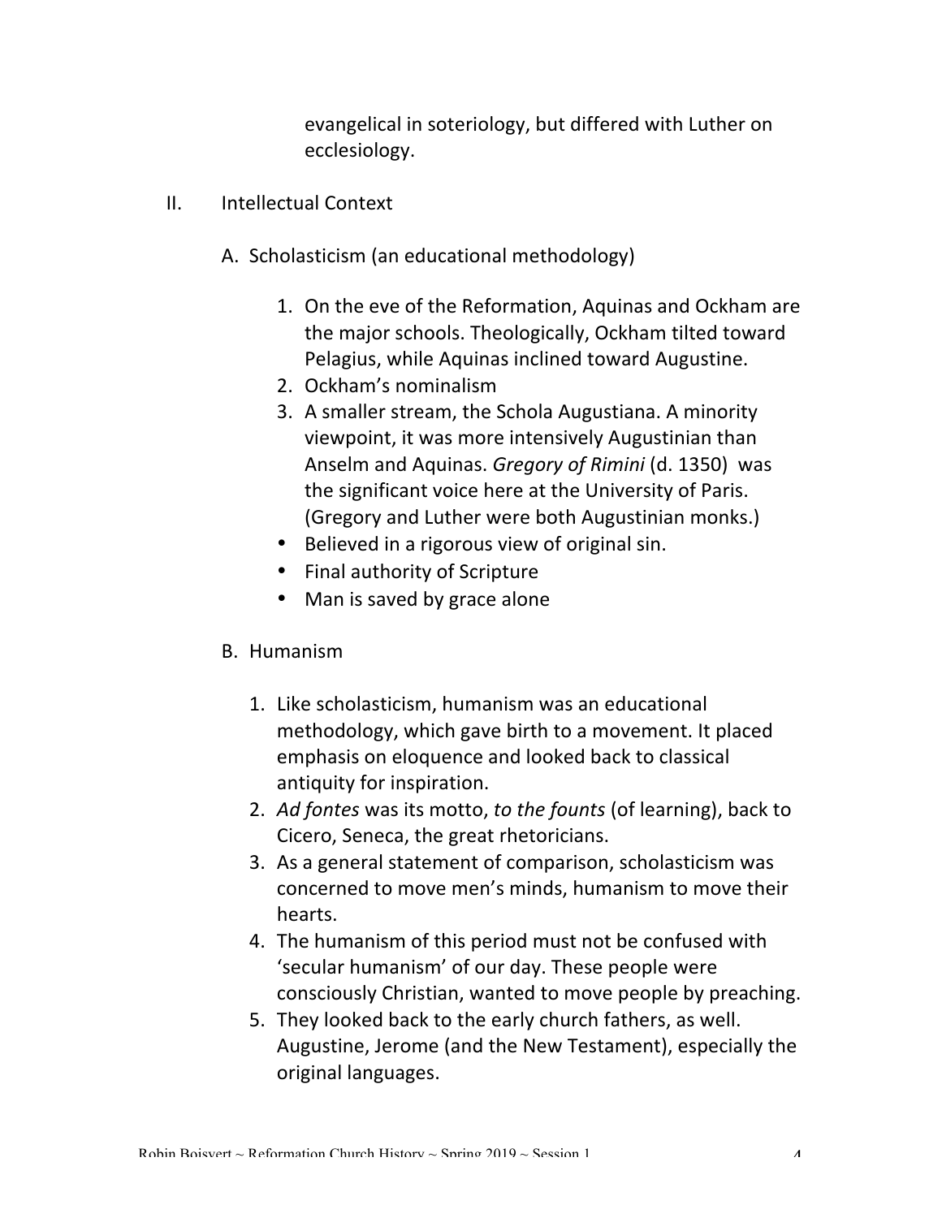evangelical in soteriology, but differed with Luther on ecclesiology.

II. Intellectual Context

A. Scholasticism (an educational methodology)

1. On the eve of the Reformation, Aquinas and Ockham are the major schools. Theologically, Ockham tilted toward Pelagius, while Aquinas inclined toward Augustine.
2. Ockham's nominalism
3. A smaller stream, the Schola Augustiana. A minority viewpoint, it was more intensively Augustinian than Anselm and Aquinas. *Gregory of Rimini* (d. 1350) was the significant voice here at the University of Paris. (Gregory and Luther were both Augustinian monks.)

- Believed in a rigorous view of original sin.
- Final authority of Scripture
- Man is saved by grace alone

B. Humanism

1. Like scholasticism, humanism was an educational methodology, which gave birth to a movement. It placed emphasis on eloquence and looked back to classical antiquity for inspiration.
2. *Ad fontes* was its motto, *to the founts* (of learning), back to Cicero, Seneca, the great rhetoricians.
3. As a general statement of comparison, scholasticism was concerned to move men's minds, humanism to move their hearts.
4. The humanism of this period must not be confused with 'secular humanism' of our day. These people were consciously Christian, wanted to move people by preaching.
5. They looked back to the early church fathers, as well. Augustine, Jerome (and the New Testament), especially the original languages.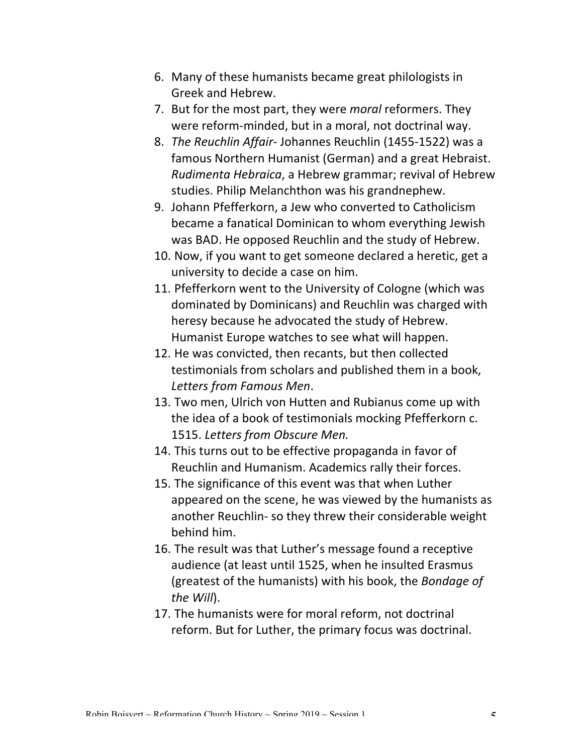6. Many of these humanists became great philologists in Greek and Hebrew.
7. But for the most part, they were *moral* reformers. They were reform-minded, but in a moral, not doctrinal way.
8. *The Reuchlin Affair*- Johannes Reuchlin (1455-1522) was a famous Northern Humanist (German) and a great Hebraist. *Rudimenta Hebraica*, a Hebrew grammar; revival of Hebrew studies. Philip Melanchthon was his grandnephew.
9. Johann Pfefferkorn, a Jew who converted to Catholicism became a fanatical Dominican to whom everything Jewish was BAD. He opposed Reuchlin and the study of Hebrew.
10. Now, if you want to get someone declared a heretic, get a university to decide a case on him.
11. Pfefferkorn went to the University of Cologne (which was dominated by Dominicans) and Reuchlin was charged with heresy because he advocated the study of Hebrew. Humanist Europe watches to see what will happen.
12. He was convicted, then recants, but then collected testimonials from scholars and published them in a book, *Letters from Famous Men*.
13. Two men, Ulrich von Hutten and Rubianus come up with the idea of a book of testimonials mocking Pfefferkorn c. 1515. *Letters from Obscure Men.*
14. This turns out to be effective propaganda in favor of Reuchlin and Humanism. Academics rally their forces.
15. The significance of this event was that when Luther appeared on the scene, he was viewed by the humanists as another Reuchlin- so they threw their considerable weight behind him.
16. The result was that Luther's message found a receptive audience (at least until 1525, when he insulted Erasmus (greatest of the humanists) with his book, the *Bondage of the Will*).
17. The humanists were for moral reform, not doctrinal reform. But for Luther, the primary focus was doctrinal.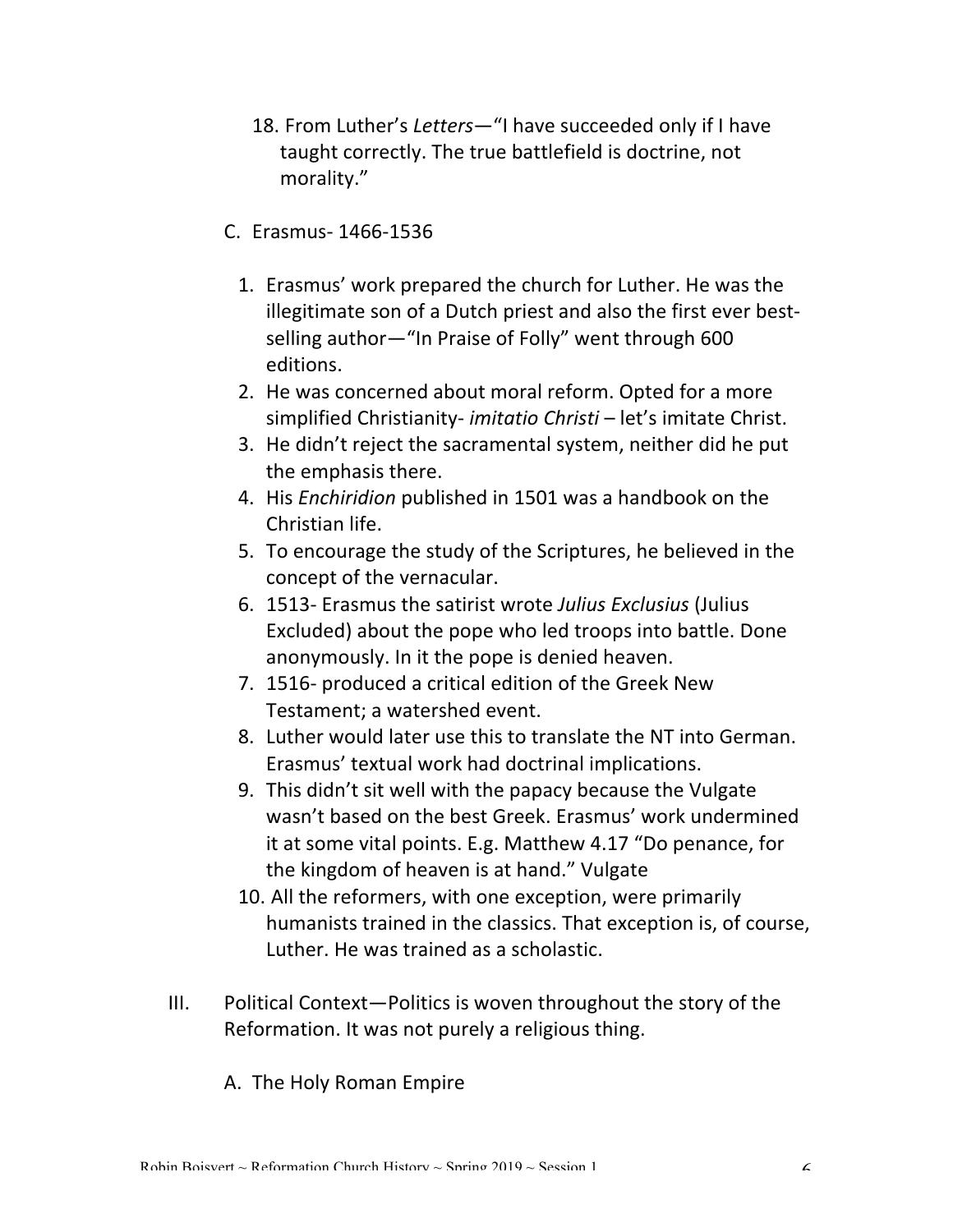18. From Luther's *Letters*—"I have succeeded only if I have taught correctly. The true battlefield is doctrine, not morality."

C. Erasmus- 1466-1536

1. Erasmus' work prepared the church for Luther. He was the illegitimate son of a Dutch priest and also the first ever best-selling author—"In Praise of Folly" went through 600 editions.
2. He was concerned about moral reform. Opted for a more simplified Christianity- *imitatio Christi* – let's imitate Christ.
3. He didn't reject the sacramental system, neither did he put the emphasis there.
4. His *Enchiridion* published in 1501 was a handbook on the Christian life.
5. To encourage the study of the Scriptures, he believed in the concept of the vernacular.
6. 1513- Erasmus the satirist wrote *Julius Exclusius* (Julius Excluded) about the pope who led troops into battle. Done anonymously. In it the pope is denied heaven.
7. 1516- produced a critical edition of the Greek New Testament; a watershed event.
8. Luther would later use this to translate the NT into German. Erasmus' textual work had doctrinal implications.
9. This didn't sit well with the papacy because the Vulgate wasn't based on the best Greek. Erasmus' work undermined it at some vital points. E.g. Matthew 4.17 "Do penance, for the kingdom of heaven is at hand." Vulgate
10. All the reformers, with one exception, were primarily humanists trained in the classics. That exception is, of course, Luther. He was trained as a scholastic.

III. Political Context—Politics is woven throughout the story of the Reformation. It was not purely a religious thing.

A. The Holy Roman Empire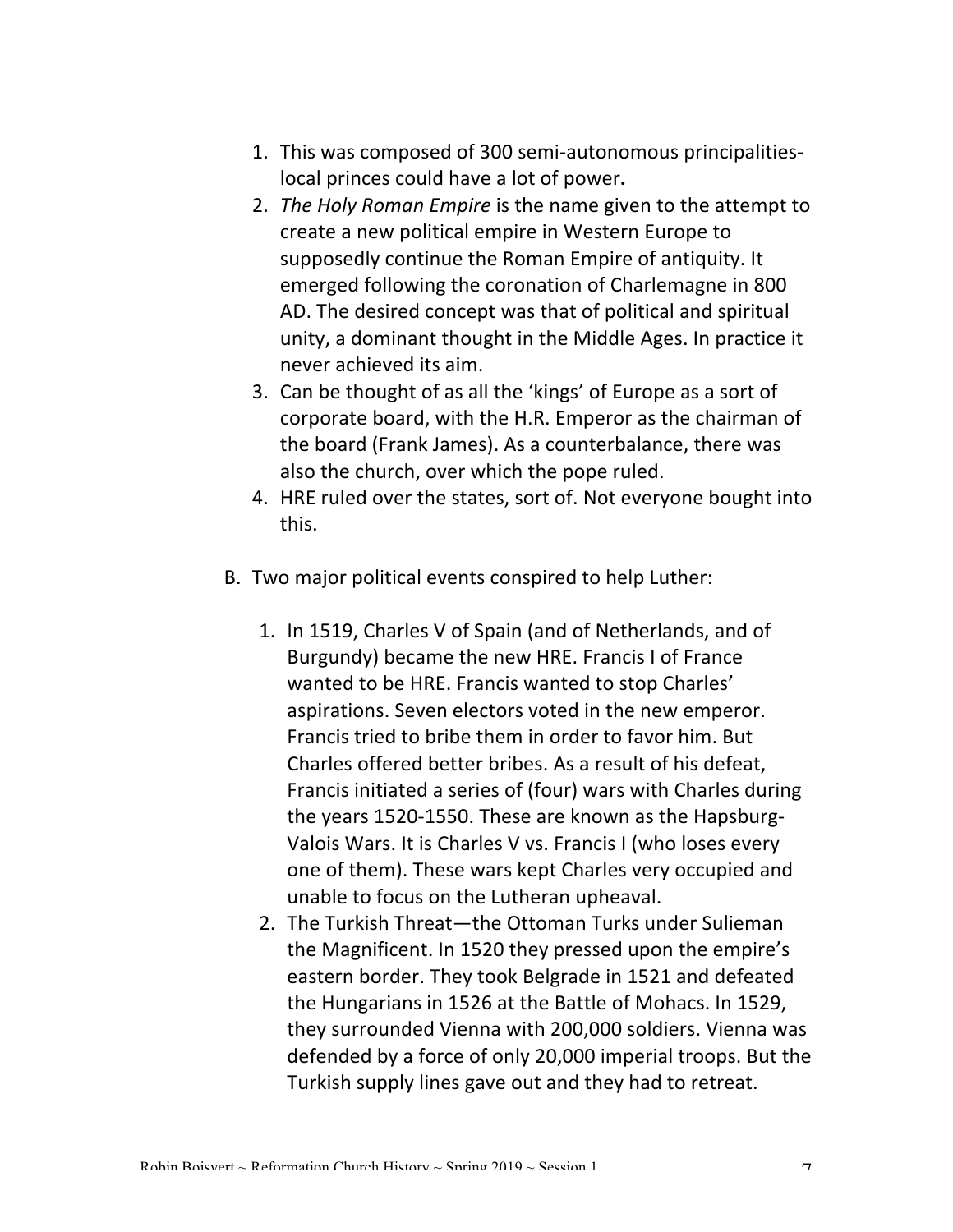1. This was composed of 300 semi-autonomous principalities-local princes could have a lot of power**.**
2. *The Holy Roman Empire* is the name given to the attempt to create a new political empire in Western Europe to supposedly continue the Roman Empire of antiquity. It emerged following the coronation of Charlemagne in 800 AD. The desired concept was that of political and spiritual unity, a dominant thought in the Middle Ages. In practice it never achieved its aim.
3. Can be thought of as all the 'kings' of Europe as a sort of corporate board, with the H.R. Emperor as the chairman of the board (Frank James). As a counterbalance, there was also the church, over which the pope ruled.
4. HRE ruled over the states, sort of. Not everyone bought into this.

B. Two major political events conspired to help Luther:

1. In 1519, Charles V of Spain (and of Netherlands, and of Burgundy) became the new HRE. Francis I of France wanted to be HRE. Francis wanted to stop Charles' aspirations. Seven electors voted in the new emperor. Francis tried to bribe them in order to favor him. But Charles offered better bribes. As a result of his defeat, Francis initiated a series of (four) wars with Charles during the years 1520-1550. These are known as the Hapsburg-Valois Wars. It is Charles V vs. Francis I (who loses every one of them). These wars kept Charles very occupied and unable to focus on the Lutheran upheaval.
2. The Turkish Threat—the Ottoman Turks under Sulieman the Magnificent. In 1520 they pressed upon the empire's eastern border. They took Belgrade in 1521 and defeated the Hungarians in 1526 at the Battle of Mohacs. In 1529, they surrounded Vienna with 200,000 soldiers. Vienna was defended by a force of only 20,000 imperial troops. But the Turkish supply lines gave out and they had to retreat.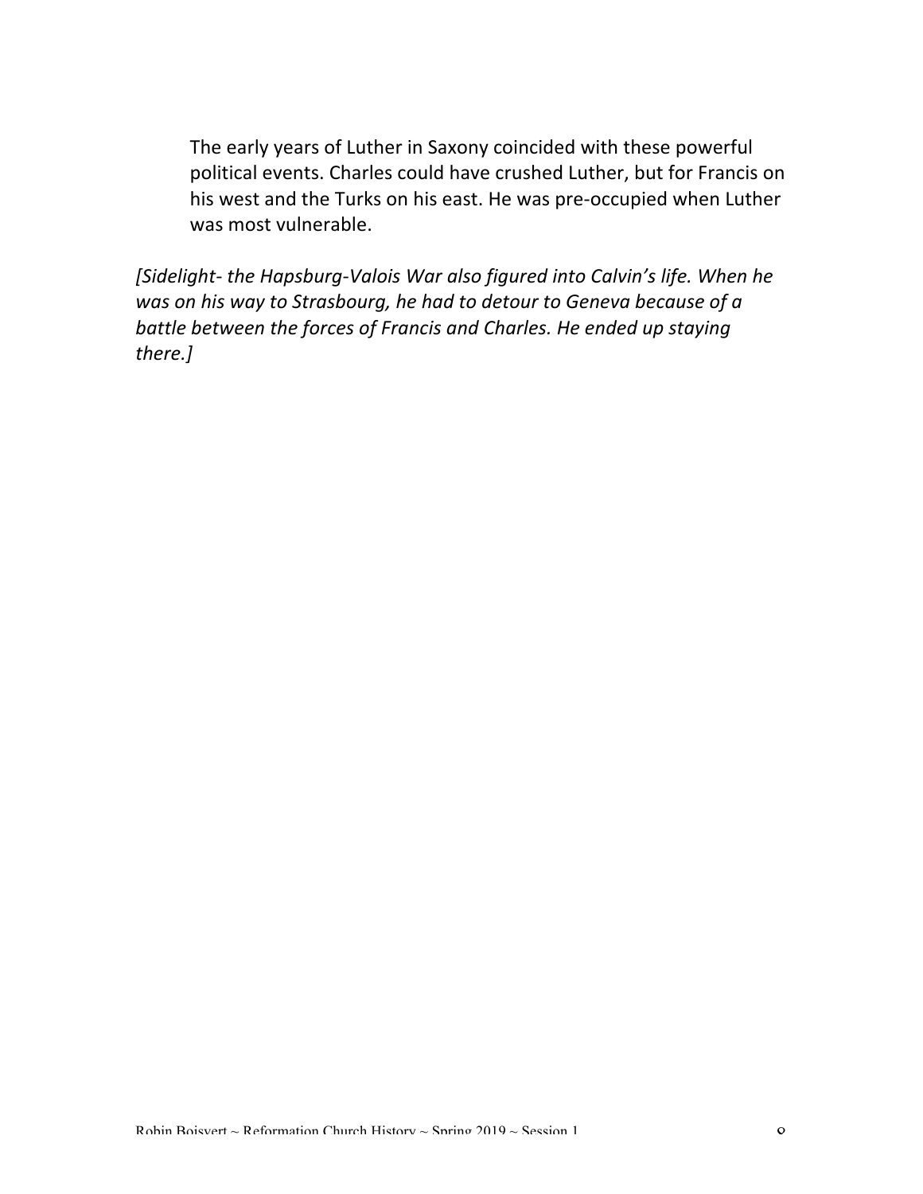The early years of Luther in Saxony coincided with these powerful political events. Charles could have crushed Luther, but for Francis on his west and the Turks on his east. He was pre-occupied when Luther was most vulnerable.

*[Sidelight- the Hapsburg-Valois War also figured into Calvin's life. When he was on his way to Strasbourg, he had to detour to Geneva because of a battle between the forces of Francis and Charles. He ended up staying there.]*